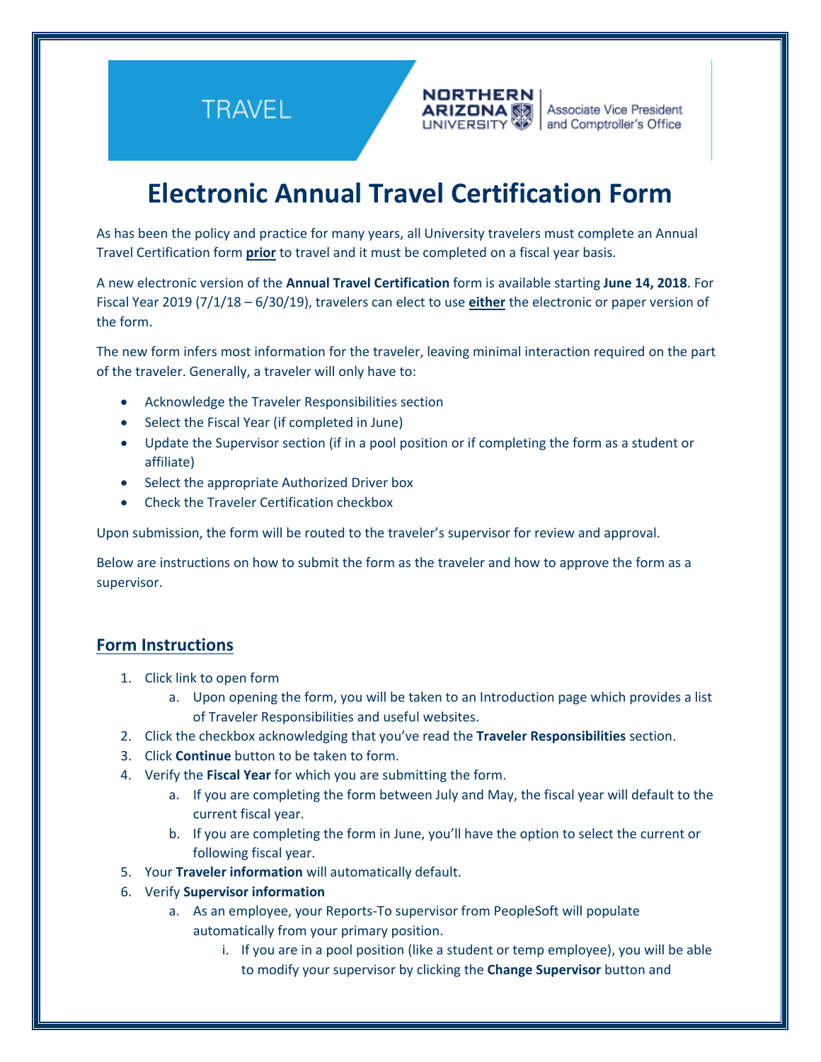TRAVEL

NORTHERN ARIZONA UNIVERSITY | Associate Vice President and Comptroller's Office

# Electronic Annual Travel Certification Form

As has been the policy and practice for many years, all University travelers must complete an Annual Travel Certification form **prior** to travel and it must be completed on a fiscal year basis.

A new electronic version of the **Annual Travel Certification** form is available starting **June 14, 2018**. For Fiscal Year 2019 (7/1/18 – 6/30/19), travelers can elect to use **either** the electronic or paper version of the form.

The new form infers most information for the traveler, leaving minimal interaction required on the part of the traveler. Generally, a traveler will only have to:

- Acknowledge the Traveler Responsibilities section
- Select the Fiscal Year (if completed in June)
- Update the Supervisor section (if in a pool position or if completing the form as a student or affiliate)
- Select the appropriate Authorized Driver box
- Check the Traveler Certification checkbox

Upon submission, the form will be routed to the traveler's supervisor for review and approval.

Below are instructions on how to submit the form as the traveler and how to approve the form as a supervisor.

## Form Instructions

1. Click link to open form
   a. Upon opening the form, you will be taken to an Introduction page which provides a list of Traveler Responsibilities and useful websites.
2. Click the checkbox acknowledging that you've read the **Traveler Responsibilities** section.
3. Click **Continue** button to be taken to form.
4. Verify the **Fiscal Year** for which you are submitting the form.
   a. If you are completing the form between July and May, the fiscal year will default to the current fiscal year.
   b. If you are completing the form in June, you'll have the option to select the current or following fiscal year.
5. Your **Traveler information** will automatically default.
6. Verify **Supervisor information**
   a. As an employee, your Reports-To supervisor from PeopleSoft will populate automatically from your primary position.
      i. If you are in a pool position (like a student or temp employee), you will be able to modify your supervisor by clicking the **Change Supervisor** button and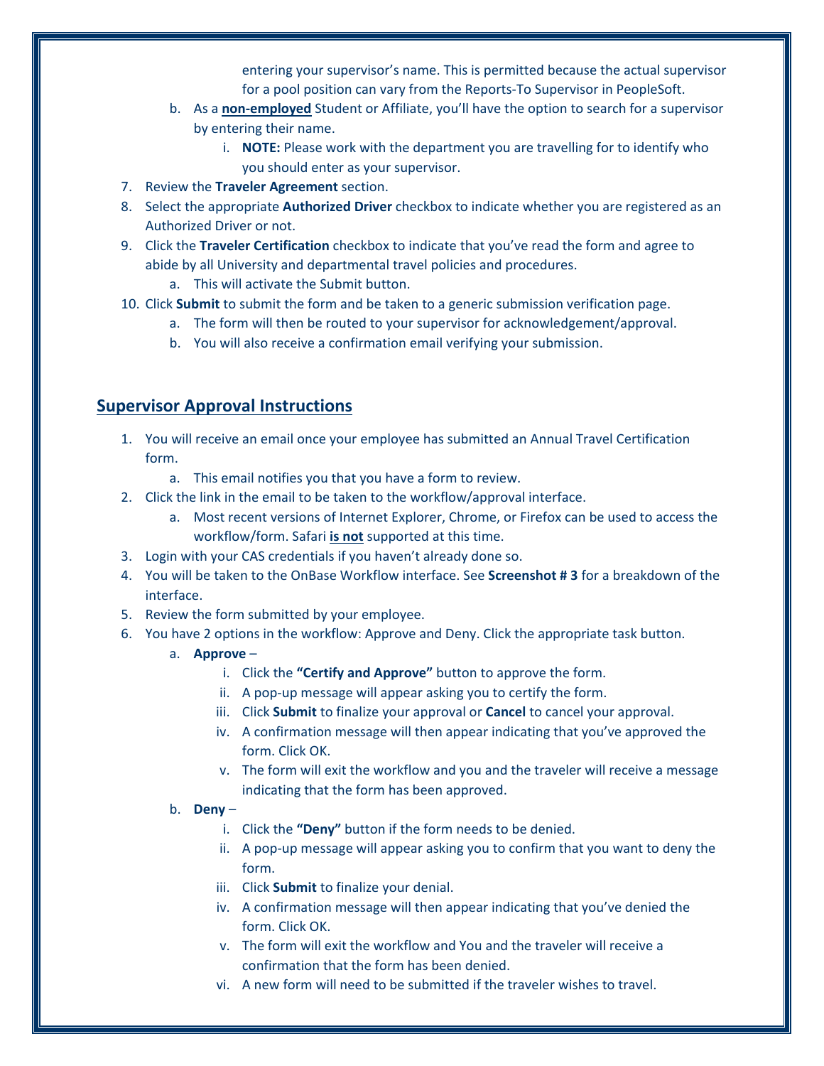entering your supervisor's name. This is permitted because the actual supervisor for a pool position can vary from the Reports-To Supervisor in PeopleSoft.

   b. As a **non-employed** Student or Affiliate, you'll have the option to search for a supervisor by entering their name.
      i. **NOTE:** Please work with the department you are travelling for to identify who you should enter as your supervisor.

7. Review the **Traveler Agreement** section.
8. Select the appropriate **Authorized Driver** checkbox to indicate whether you are registered as an Authorized Driver or not.
9. Click the **Traveler Certification** checkbox to indicate that you've read the form and agree to abide by all University and departmental travel policies and procedures.
   a. This will activate the Submit button.
10. Click **Submit** to submit the form and be taken to a generic submission verification page.
    a. The form will then be routed to your supervisor for acknowledgement/approval.
    b. You will also receive a confirmation email verifying your submission.

## Supervisor Approval Instructions

1. You will receive an email once your employee has submitted an Annual Travel Certification form.
   a. This email notifies you that you have a form to review.
2. Click the link in the email to be taken to the workflow/approval interface.
   a. Most recent versions of Internet Explorer, Chrome, or Firefox can be used to access the workflow/form. Safari **is not** supported at this time.
3. Login with your CAS credentials if you haven't already done so.
4. You will be taken to the OnBase Workflow interface. See **Screenshot # 3** for a breakdown of the interface.
5. Review the form submitted by your employee.
6. You have 2 options in the workflow: Approve and Deny. Click the appropriate task button.
   a. **Approve** –
      i. Click the **"Certify and Approve"** button to approve the form.
      ii. A pop-up message will appear asking you to certify the form.
      iii. Click **Submit** to finalize your approval or **Cancel** to cancel your approval.
      iv. A confirmation message will then appear indicating that you've approved the form. Click OK.
      v. The form will exit the workflow and you and the traveler will receive a message indicating that the form has been approved.
   b. **Deny** –
      i. Click the **"Deny"** button if the form needs to be denied.
      ii. A pop-up message will appear asking you to confirm that you want to deny the form.
      iii. Click **Submit** to finalize your denial.
      iv. A confirmation message will then appear indicating that you've denied the form. Click OK.
      v. The form will exit the workflow and You and the traveler will receive a confirmation that the form has been denied.
      vi. A new form will need to be submitted if the traveler wishes to travel.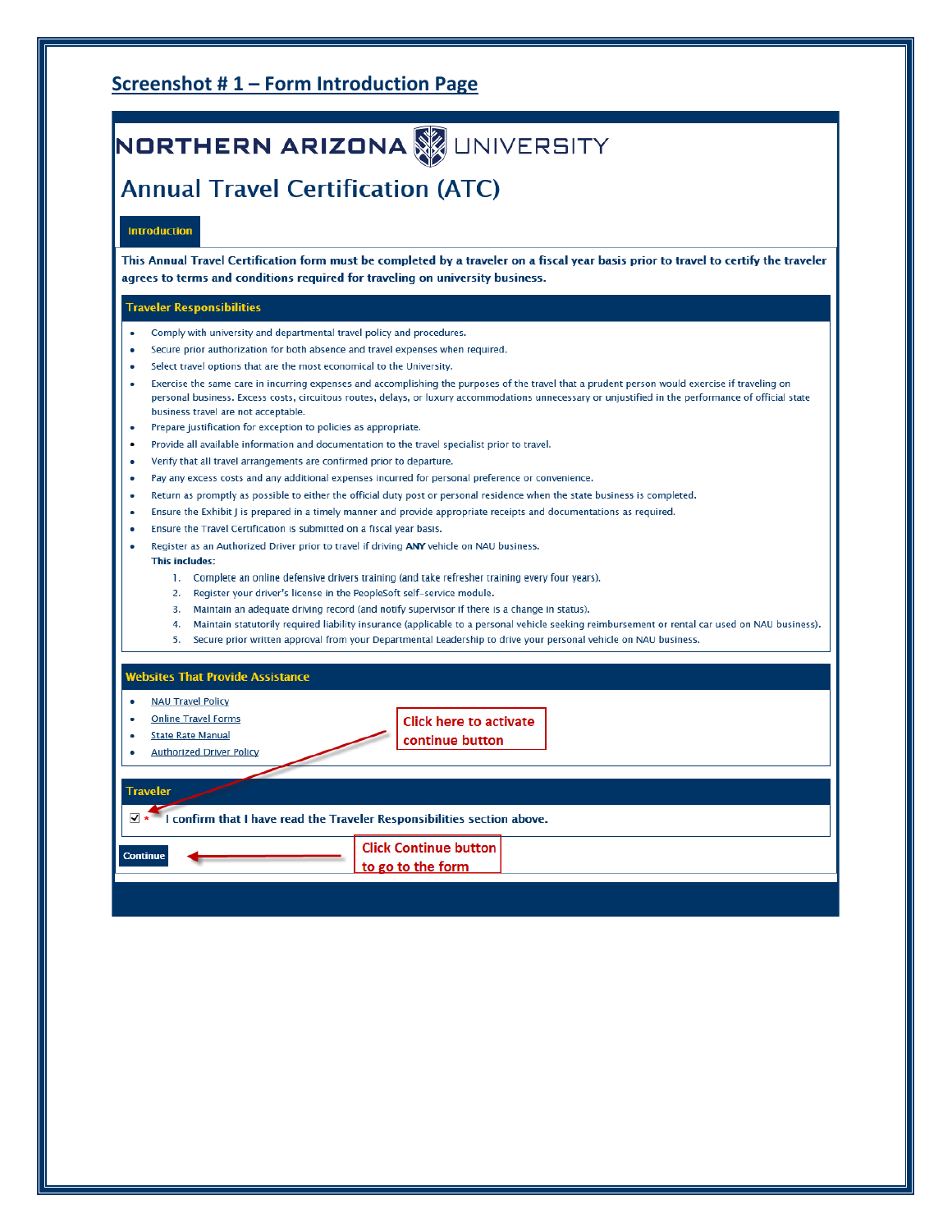## Screenshot # 1 – Form Introduction Page

NORTHERN ARIZONA UNIVERSITY

# Annual Travel Certification (ATC)

Introduction

**This Annual Travel Certification form must be completed by a traveler on a fiscal year basis prior to travel to certify the traveler agrees to terms and conditions required for traveling on university business.**

### Traveler Responsibilities

- Comply with university and departmental travel policy and procedures.
- Secure prior authorization for both absence and travel expenses when required.
- Select travel options that are the most economical to the University.
- Exercise the same care in incurring expenses and accomplishing the purposes of the travel that a prudent person would exercise if traveling on personal business. Excess costs, circuitous routes, delays, or luxury accommodations unnecessary or unjustified in the performance of official state business travel are not acceptable.
- Prepare justification for exception to policies as appropriate.
- Provide all available information and documentation to the travel specialist prior to travel.
- Verify that all travel arrangements are confirmed prior to departure.
- Pay any excess costs and any additional expenses incurred for personal preference or convenience.
- Return as promptly as possible to either the official duty post or personal residence when the state business is completed.
- Ensure the Exhibit J is prepared in a timely manner and provide appropriate receipts and documentations as required.
- Ensure the Travel Certification is submitted on a fiscal year basis.
- Register as an Authorized Driver prior to travel if driving **ANY** vehicle on NAU business.
  **This includes:**
  1. Complete an online defensive drivers training (and take refresher training every four years).
  2. Register your driver's license in the PeopleSoft self-service module.
  3. Maintain an adequate driving record (and notify supervisor if there is a change in status).
  4. Maintain statutorily required liability insurance (applicable to a personal vehicle seeking reimbursement or rental car used on NAU business).
  5. Secure prior written approval from your Departmental Leadership to drive your personal vehicle on NAU business.

### Websites That Provide Assistance

- NAU Travel Policy
- Online Travel Forms
- State Rate Manual
- Authorized Driver Policy

Click here to activate continue button

### Traveler

☑ * I confirm that I have read the Traveler Responsibilities section above.

Continue

Click Continue button to go to the form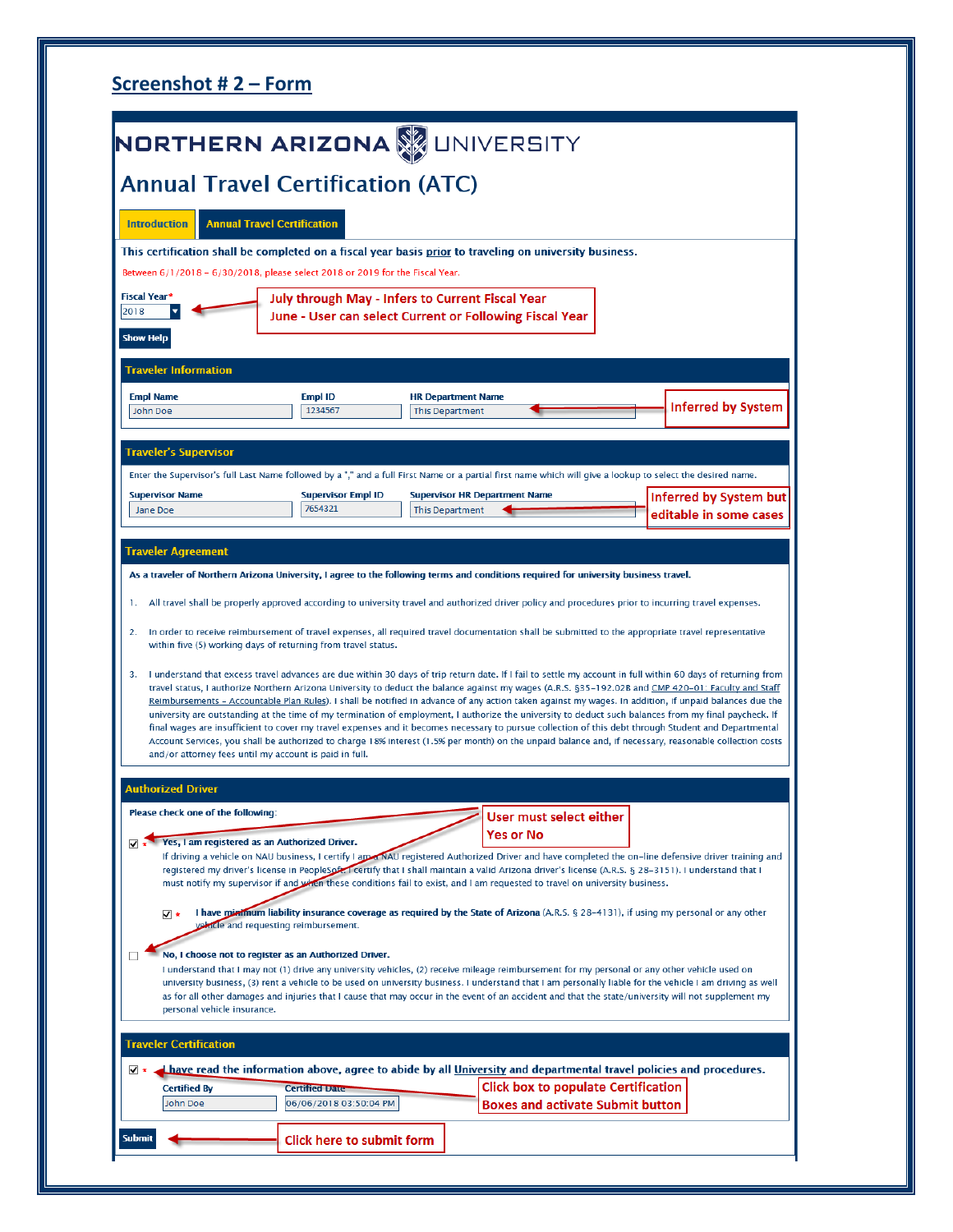## Screenshot # 2 – Form

NORTHERN ARIZONA UNIVERSITY

# Annual Travel Certification (ATC)

Introduction | Annual Travel Certification

This certification shall be completed on a fiscal year basis prior to traveling on university business.

Between 6/1/2018 – 6/30/2018, please select 2018 or 2019 for the Fiscal Year.

Fiscal Year* 2018

July through May - Infers to Current Fiscal Year
June - User can select Current or Following Fiscal Year

Show Help

### Traveler Information

| Empl Name | Empl ID | HR Department Name |
|---|---|---|
| John Doe | 1234567 | This Department |

Inferred by System

### Traveler's Supervisor

Enter the Supervisor's full Last Name followed by a "," and a full First Name or a partial first name which will give a lookup to select the desired name.

| Supervisor Name | Supervisor Empl ID | Supervisor HR Department Name |
|---|---|---|
| Jane Doe | 7654321 | This Department |

Inferred by System but editable in some cases

### Traveler Agreement

**As a traveler of Northern Arizona University, I agree to the following terms and conditions required for university business travel.**

1. All travel shall be properly approved according to university travel and authorized driver policy and procedures prior to incurring travel expenses.
2. In order to receive reimbursement of travel expenses, all required travel documentation shall be submitted to the appropriate travel representative within five (5) working days of returning from travel status.
3. I understand that excess travel advances are due within 30 days of trip return date. If I fail to settle my account in full within 60 days of returning from travel status, I authorize Northern Arizona University to deduct the balance against my wages (A.R.S. §35-192.02B and CMP 420-01: Faculty and Staff Reimbursements – Accountable Plan Rules). I shall be notified in advance of any action taken against my wages. In addition, if unpaid balances due the university are outstanding at the time of my termination of employment, I authorize the university to deduct such balances from my final paycheck. If final wages are insufficient to cover my travel expenses and it becomes necessary to pursue collection of this debt through Student and Departmental Account Services, you shall be authorized to charge 18% interest (1.5% per month) on the unpaid balance and, if necessary, reasonable collection costs and/or attorney fees until my account is paid in full.

### Authorized Driver

**Please check one of the following:**

User must select either Yes or No

☑ * **Yes, I am registered as an Authorized Driver.**
If driving a vehicle on NAU business, I certify I am a NAU registered Authorized Driver and have completed the on-line defensive driver training and registered my driver's license in PeopleSoft. I certify that I shall maintain a valid Arizona driver's license (A.R.S. § 28-3151). I understand that I must notify my supervisor if and when these conditions fail to exist, and I am requested to travel on university business.

☑ * **I have minimum liability insurance coverage as required by the State of Arizona** (A.R.S. § 28-4131), if using my personal or any other vehicle and requesting reimbursement.

☐ **No, I choose not to register as an Authorized Driver.**
I understand that I may not (1) drive any university vehicles, (2) receive mileage reimbursement for my personal or any other vehicle used on university business, (3) rent a vehicle to be used on university business. I understand that I am personally liable for the vehicle I am driving as well as for all other damages and injuries that I cause that may occur in the event of an accident and that the state/university will not supplement my personal vehicle insurance.

### Traveler Certification

☑ * I have read the information above, agree to abide by all University and departmental travel policies and procedures.

| Certified By | Certified Date |
|---|---|
| John Doe | 06/06/2018 03:50:04 PM |

Click box to populate Certification Boxes and activate Submit button

Submit

Click here to submit form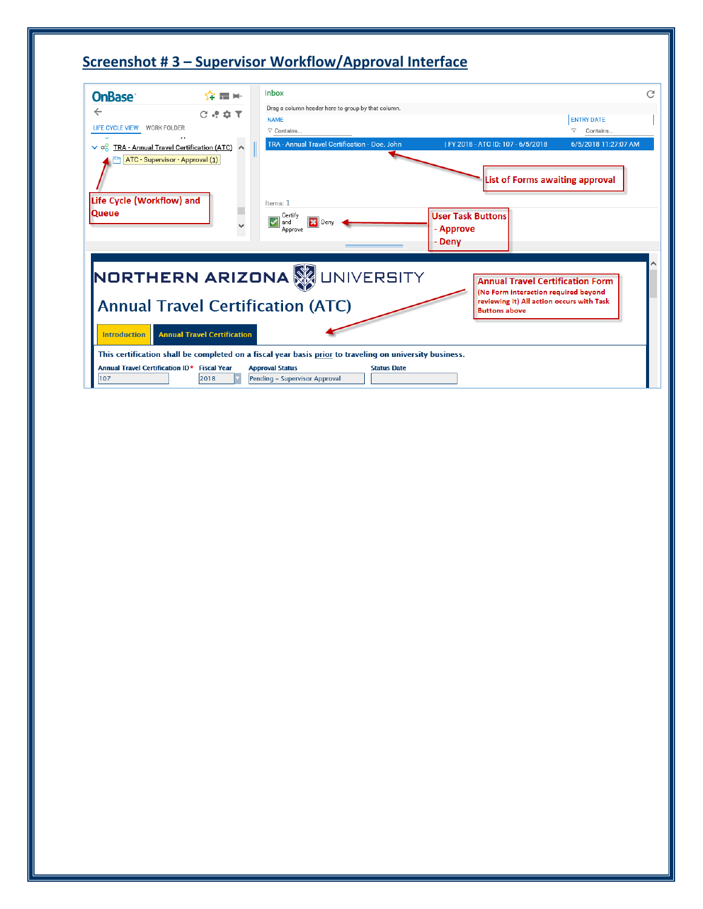## Screenshot # 3 – Supervisor Workflow/Approval Interface

OnBase

LIFE CYCLE VIEW WORK FOLDER

TRA - Annual Travel Certification (ATC)

ATC - Supervisor - Approval (1)

Life Cycle (Workflow) and Queue

Inbox

Drag a column header here to group by that column.

| NAME | ENTRY DATE |
|---|---|
| TRA - Annual Travel Certification - Doe, John \| FY 2018 - ATC ID: 107 - 6/5/2018 | 6/5/2018 11:27:07 AM |

List of Forms awaiting approval

Items: 1

Certify and Approve    Deny

User Task Buttons
- Approve
- Deny

NORTHERN ARIZONA UNIVERSITY

Annual Travel Certification (ATC)

Introduction    Annual Travel Certification

Annual Travel Certification Form
(No Form interaction required beyond reviewing it) All action occurs with Task Buttons above

This certification shall be completed on a fiscal year basis prior to traveling on university business.

| Annual Travel Certification ID* | Fiscal Year | Approval Status | Status Date |
|---|---|---|---|
| 107 | 2018 | Pending – Supervisor Approval | |